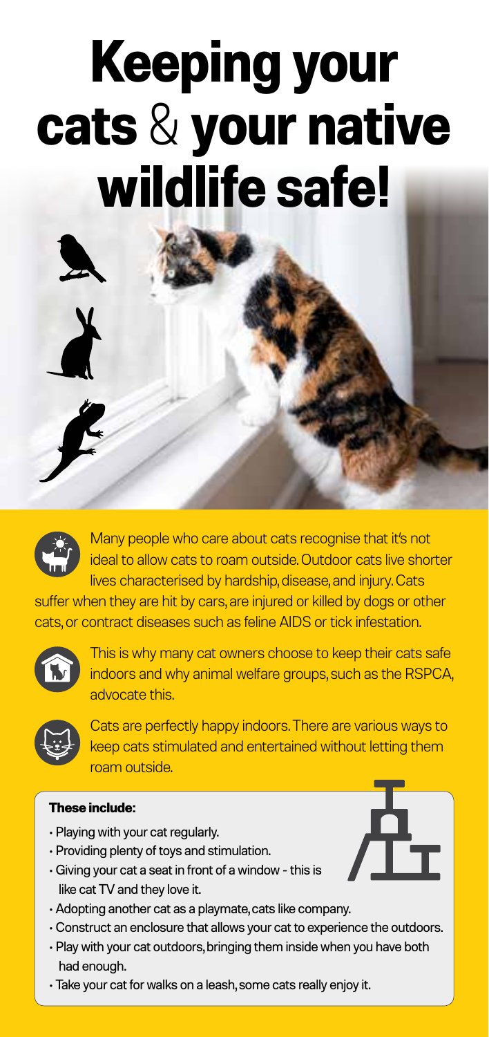# Keeping your cats & your native wildlife safe!

Many people who care about cats recognise that it's not ideal to allow cats to roam outside. Outdoor cats live shorter lives characterised by hardship, disease, and injury. Cats suffer when they are hit by cars, are injured or killed by dogs or other cats, or contract diseases such as feline AIDS or tick infestation.

This is why many cat owners choose to keep their cats safe indoors and why animal welfare groups, such as the RSPCA, advocate this.

Cats are perfectly happy indoors. There are various ways to keep cats stimulated and entertained without letting them roam outside.

**These include:**

- Playing with your cat regularly.
- Providing plenty of toys and stimulation.
- Giving your cat a seat in front of a window - this is like cat TV and they love it.
- Adopting another cat as a playmate, cats like company.
- Construct an enclosure that allows your cat to experience the outdoors.
- Play with your cat outdoors, bringing them inside when you have both had enough.
- Take your cat for walks on a leash, some cats really enjoy it.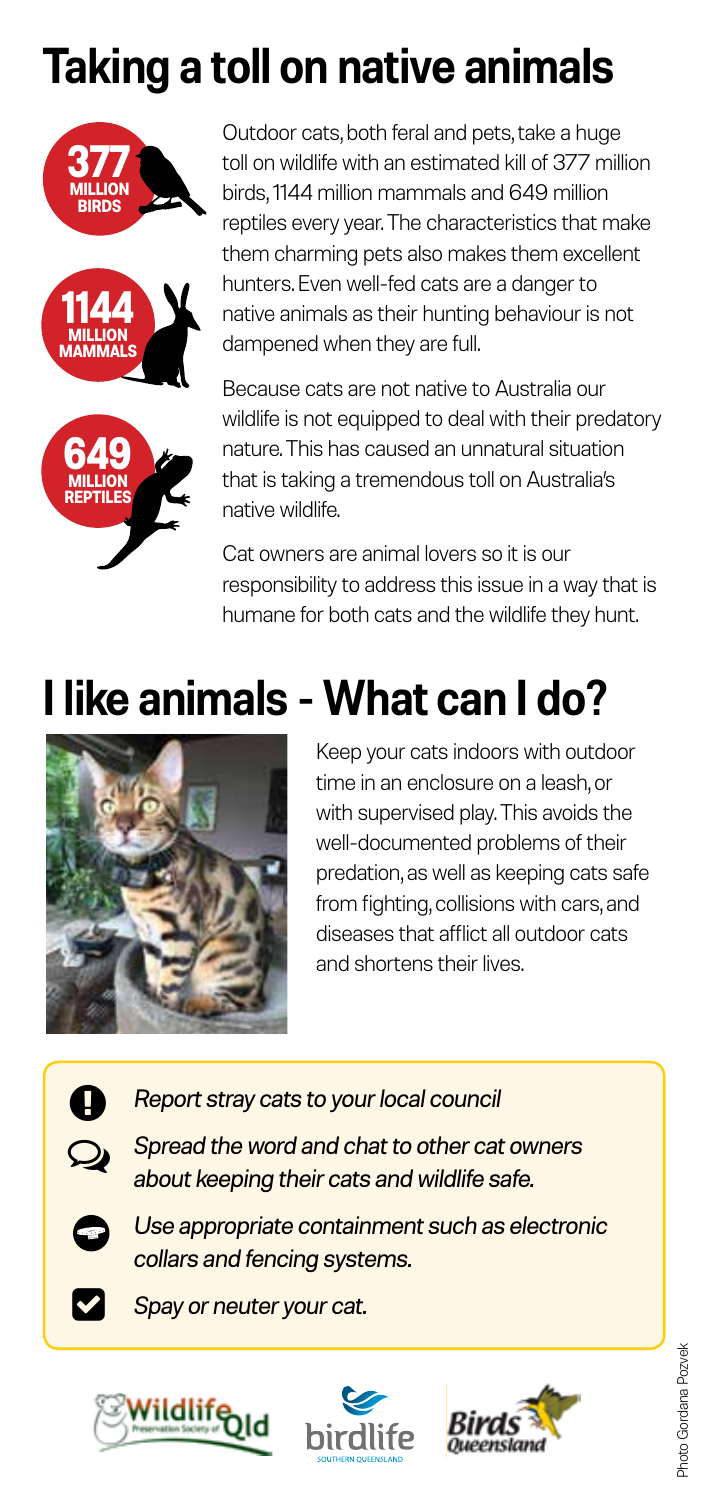# Taking a toll on native animals

**377** MILLION BIRDS

**1144** MILLION MAMMALS

**649** MILLION REPTILES

Outdoor cats, both feral and pets, take a huge toll on wildlife with an estimated kill of 377 million birds, 1144 million mammals and 649 million reptiles every year. The characteristics that make them charming pets also makes them excellent hunters. Even well-fed cats are a danger to native animals as their hunting behaviour is not dampened when they are full.

Because cats are not native to Australia our wildlife is not equipped to deal with their predatory nature. This has caused an unnatural situation that is taking a tremendous toll on Australia's native wildlife.

Cat owners are animal lovers so it is our responsibility to address this issue in a way that is humane for both cats and the wildlife they hunt.

# I like animals - What can I do?

Keep your cats indoors with outdoor time in an enclosure on a leash, or with supervised play. This avoids the well-documented problems of their predation, as well as keeping cats safe from fighting, collisions with cars, and diseases that afflict all outdoor cats and shortens their lives.

- *Report stray cats to your local council*
- *Spread the word and chat to other cat owners about keeping their cats and wildlife safe.*
- *Use appropriate containment such as electronic collars and fencing systems.*
- *Spay or neuter your cat.*

Photo Gordana Pozvek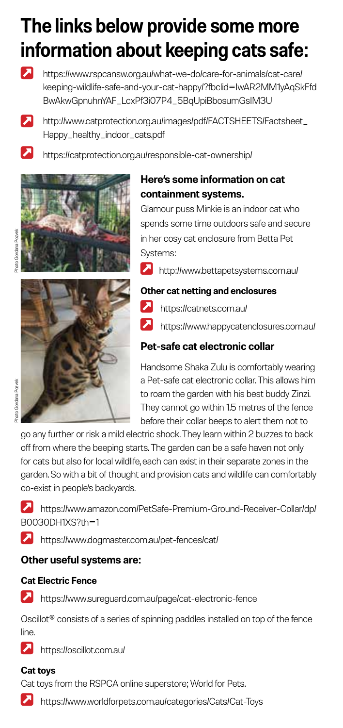# The links below provide some more information about keeping cats safe:

- https://www.rspcansw.org.au/what-we-do/care-for-animals/cat-care/keeping-wildlife-safe-and-your-cat-happy/?fbclid=IwAR2MM1yAqSkFfdBwAkwGpnuhnYAF_LcxPf3i07P4_5BqUpiBbosumGsIM3U
- http://www.catprotection.org.au/images/pdf/FACTSHEETS/Factsheet_Happy_healthy_indoor_cats.pdf
- https://catprotection.org.au/responsible-cat-ownership/

Photo Gordana Pozvek

Photo Gordana Pozvek

### Here's some information on cat containment systems.

Glamour puss Minkie is an indoor cat who spends some time outdoors safe and secure in her cosy cat enclosure from Betta Pet Systems:

- http://www.bettapetsystems.com.au/

#### Other cat netting and enclosures

- https://catnets.com.au/
- https://www.happycatenclosures.com.au/

### Pet-safe cat electronic collar

Handsome Shaka Zulu is comfortably wearing a Pet-safe cat electronic collar. This allows him to roam the garden with his best buddy Zinzi. They cannot go within 1.5 metres of the fence before their collar beeps to alert them not to go any further or risk a mild electric shock. They learn within 2 buzzes to back off from where the beeping starts. The garden can be a safe haven not only for cats but also for local wildlife, each can exist in their separate zones in the garden. So with a bit of thought and provision cats and wildlife can comfortably co-exist in people's backyards.

- https://www.amazon.com/PetSafe-Premium-Ground-Receiver-Collar/dp/B0030DH1XS?th=1
- https://www.dogmaster.com.au/pet-fences/cat/

### Other useful systems are:

#### Cat Electric Fence

- https://www.sureguard.com.au/page/cat-electronic-fence

Oscillot® consists of a series of spinning paddles installed on top of the fence line.

- https://oscillot.com.au/

#### Cat toys

Cat toys from the RSPCA online superstore; World for Pets.

- https://www.worldforpets.com.au/categories/Cats/Cat-Toys